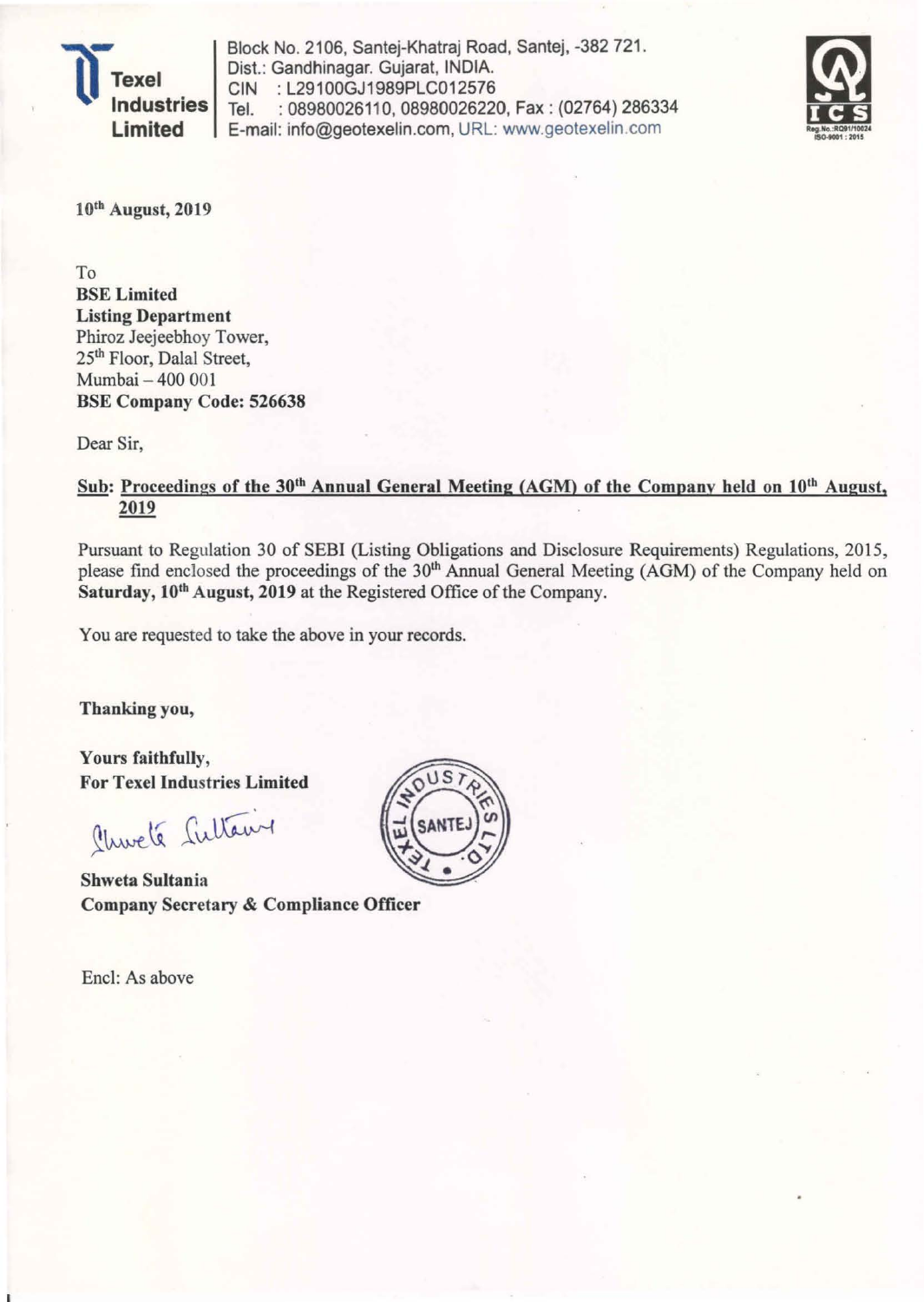**Texel Industries Limited**

Block No. 2106, Santej-Khatraj Road, Santej, -382 721.
Dist.: Gandhinagar. Gujarat, INDIA.
CIN : L29100GJ1989PLC012576
Tel. : 08980026110, 08980026220, Fax : (02764) 286334
E-mail: info@geotexelin.com, URL: www.geotexelin.com

10th August, 2019

To
**BSE Limited**
**Listing Department**
Phiroz Jeejeebhoy Tower,
25th Floor, Dalal Street,
Mumbai – 400 001
**BSE Company Code: 526638**

Dear Sir,

**Sub: Proceedings of the 30th Annual General Meeting (AGM) of the Company held on 10th August, 2019**

Pursuant to Regulation 30 of SEBI (Listing Obligations and Disclosure Requirements) Regulations, 2015, please find enclosed the proceedings of the 30th Annual General Meeting (AGM) of the Company held on **Saturday, 10th August, 2019** at the Registered Office of the Company.

You are requested to take the above in your records.

**Thanking you,**

**Yours faithfully,**
**For Texel Industries Limited**

**Shweta Sultania**
**Company Secretary & Compliance Officer**

Encl: As above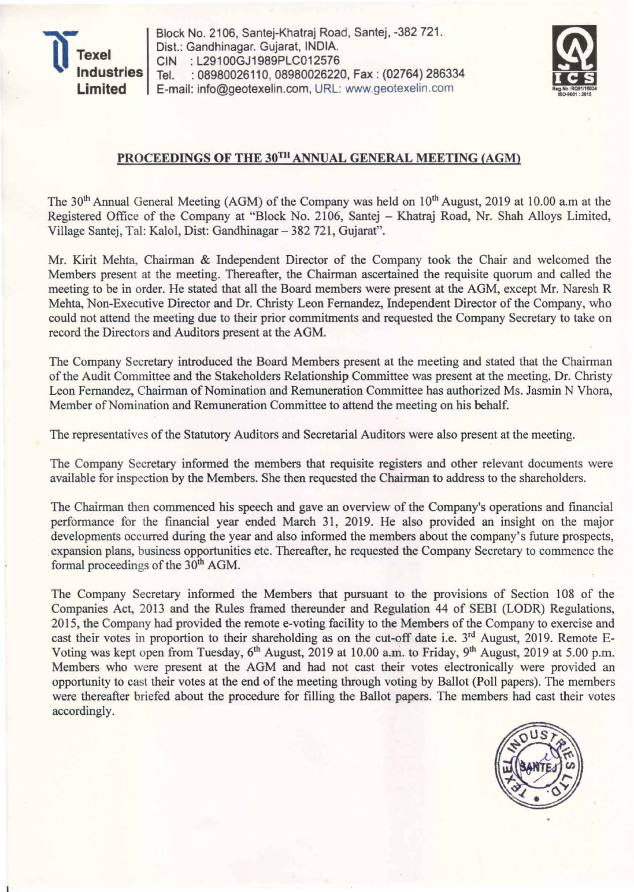Texel Industries Limited

Block No. 2106, Santej-Khatraj Road, Santej, -382 721.
Dist.: Gandhinagar. Gujarat, INDIA.
CIN : L29100GJ1989PLC012576
Tel. : 08980026110, 08980026220, Fax : (02764) 286334
E-mail: info@geotexelin.com, URL: www.geotexelin.com

## PROCEEDINGS OF THE 30TH ANNUAL GENERAL MEETING (AGM)

The 30th Annual General Meeting (AGM) of the Company was held on 10th August, 2019 at 10.00 a.m at the Registered Office of the Company at "Block No. 2106, Santej – Khatraj Road, Nr. Shah Alloys Limited, Village Santej, Tal: Kalol, Dist: Gandhinagar – 382 721, Gujarat".

Mr. Kirit Mehta, Chairman & Independent Director of the Company took the Chair and welcomed the Members present at the meeting. Thereafter, the Chairman ascertained the requisite quorum and called the meeting to be in order. He stated that all the Board members were present at the AGM, except Mr. Naresh R Mehta, Non-Executive Director and Dr. Christy Leon Fernandez, Independent Director of the Company, who could not attend the meeting due to their prior commitments and requested the Company Secretary to take on record the Directors and Auditors present at the AGM.

The Company Secretary introduced the Board Members present at the meeting and stated that the Chairman of the Audit Committee and the Stakeholders Relationship Committee was present at the meeting. Dr. Christy Leon Fernandez, Chairman of Nomination and Remuneration Committee has authorized Ms. Jasmin N Vhora, Member of Nomination and Remuneration Committee to attend the meeting on his behalf.

The representatives of the Statutory Auditors and Secretarial Auditors were also present at the meeting.

The Company Secretary informed the members that requisite registers and other relevant documents were available for inspection by the Members. She then requested the Chairman to address to the shareholders.

The Chairman then commenced his speech and gave an overview of the Company's operations and financial performance for the financial year ended March 31, 2019. He also provided an insight on the major developments occurred during the year and also informed the members about the company's future prospects, expansion plans, business opportunities etc. Thereafter, he requested the Company Secretary to commence the formal proceedings of the 30th AGM.

The Company Secretary informed the Members that pursuant to the provisions of Section 108 of the Companies Act, 2013 and the Rules framed thereunder and Regulation 44 of SEBI (LODR) Regulations, 2015, the Company had provided the remote e-voting facility to the Members of the Company to exercise and cast their votes in proportion to their shareholding as on the cut-off date i.e. 3rd August, 2019. Remote E-Voting was kept open from Tuesday, 6th August, 2019 at 10.00 a.m. to Friday, 9th August, 2019 at 5.00 p.m. Members who were present at the AGM and had not cast their votes electronically were provided an opportunity to cast their votes at the end of the meeting through voting by Ballot (Poll papers). The members were thereafter briefed about the procedure for filling the Ballot papers. The members had cast their votes accordingly.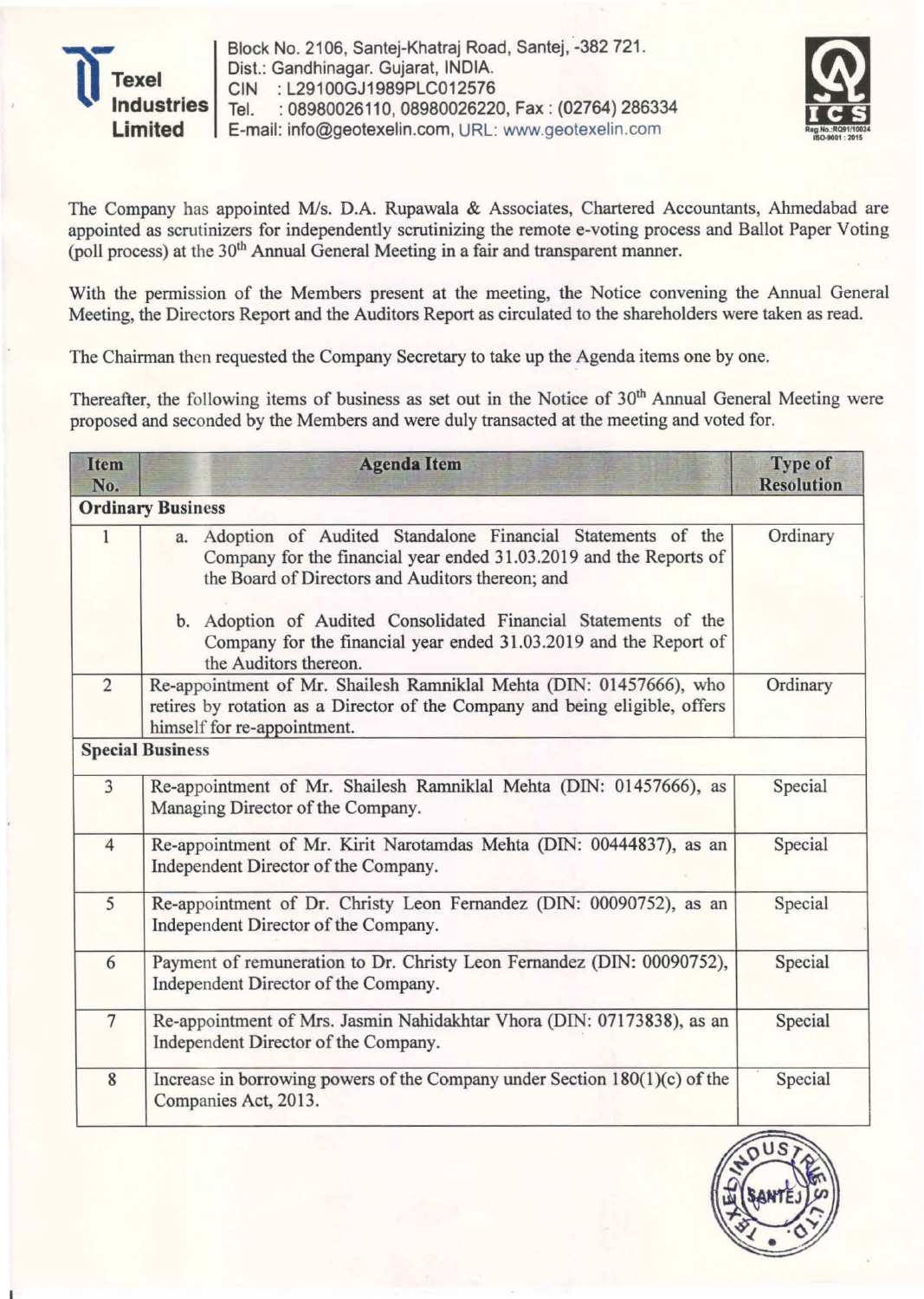Texel Industries Limited

Block No. 2106, Santej-Khatraj Road, Santej, -382 721.
Dist.: Gandhinagar. Gujarat, INDIA.
CIN : L29100GJ1989PLC012576
Tel. : 08980026110, 08980026220, Fax : (02764) 286334
E-mail: info@geotexelin.com, URL: www.geotexelin.com

The Company has appointed M/s. D.A. Rupawala & Associates, Chartered Accountants, Ahmedabad are appointed as scrutinizers for independently scrutinizing the remote e-voting process and Ballot Paper Voting (poll process) at the 30th Annual General Meeting in a fair and transparent manner.

With the permission of the Members present at the meeting, the Notice convening the Annual General Meeting, the Directors Report and the Auditors Report as circulated to the shareholders were taken as read.

The Chairman then requested the Company Secretary to take up the Agenda items one by one.

Thereafter, the following items of business as set out in the Notice of 30th Annual General Meeting were proposed and seconded by the Members and were duly transacted at the meeting and voted for.

| Item No. | Agenda Item | Type of Resolution |
|---|---|---|
| **Ordinary Business** | | |
| 1 | a. Adoption of Audited Standalone Financial Statements of the Company for the financial year ended 31.03.2019 and the Reports of the Board of Directors and Auditors thereon; and<br>b. Adoption of Audited Consolidated Financial Statements of the Company for the financial year ended 31.03.2019 and the Report of the Auditors thereon. | Ordinary |
| 2 | Re-appointment of Mr. Shailesh Ramniklal Mehta (DIN: 01457666), who retires by rotation as a Director of the Company and being eligible, offers himself for re-appointment. | Ordinary |
| **Special Business** | | |
| 3 | Re-appointment of Mr. Shailesh Ramniklal Mehta (DIN: 01457666), as Managing Director of the Company. | Special |
| 4 | Re-appointment of Mr. Kirit Narotamdas Mehta (DIN: 00444837), as an Independent Director of the Company. | Special |
| 5 | Re-appointment of Dr. Christy Leon Fernandez (DIN: 00090752), as an Independent Director of the Company. | Special |
| 6 | Payment of remuneration to Dr. Christy Leon Fernandez (DIN: 00090752), Independent Director of the Company. | Special |
| 7 | Re-appointment of Mrs. Jasmin Nahidakhtar Vhora (DIN: 07173838), as an Independent Director of the Company. | Special |
| 8 | Increase in borrowing powers of the Company under Section 180(1)(c) of the Companies Act, 2013. | Special |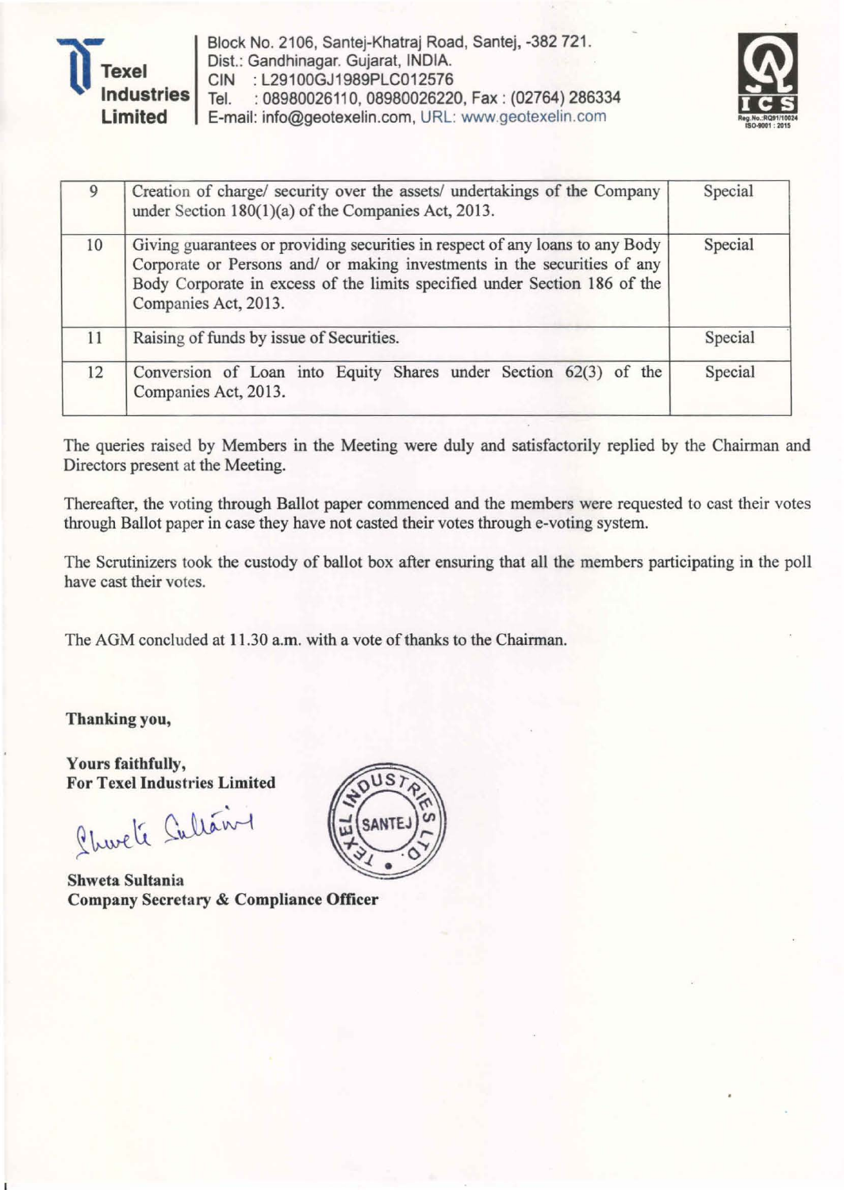**Texel Industries Limited**

Block No. 2106, Santej-Khatraj Road, Santej, -382 721.
Dist.: Gandhinagar. Gujarat, INDIA.
CIN : L29100GJ1989PLC012576
Tel. : 08980026110, 08980026220, Fax : (02764) 286334
E-mail: info@geotexelin.com, URL: www.geotexelin.com

| | | |
|---|---|---|
| 9 | Creation of charge/ security over the assets/ undertakings of the Company under Section 180(1)(a) of the Companies Act, 2013. | Special |
| 10 | Giving guarantees or providing securities in respect of any loans to any Body Corporate or Persons and/ or making investments in the securities of any Body Corporate in excess of the limits specified under Section 186 of the Companies Act, 2013. | Special |
| 11 | Raising of funds by issue of Securities. | Special |
| 12 | Conversion of Loan into Equity Shares under Section 62(3) of the Companies Act, 2013. | Special |

The queries raised by Members in the Meeting were duly and satisfactorily replied by the Chairman and Directors present at the Meeting.

Thereafter, the voting through Ballot paper commenced and the members were requested to cast their votes through Ballot paper in case they have not casted their votes through e-voting system.

The Scrutinizers took the custody of ballot box after ensuring that all the members participating in the poll have cast their votes.

The AGM concluded at 11.30 a.m. with a vote of thanks to the Chairman.

**Thanking you,**

**Yours faithfully,**
**For Texel Industries Limited**

**Shweta Sultania**
**Company Secretary & Compliance Officer**